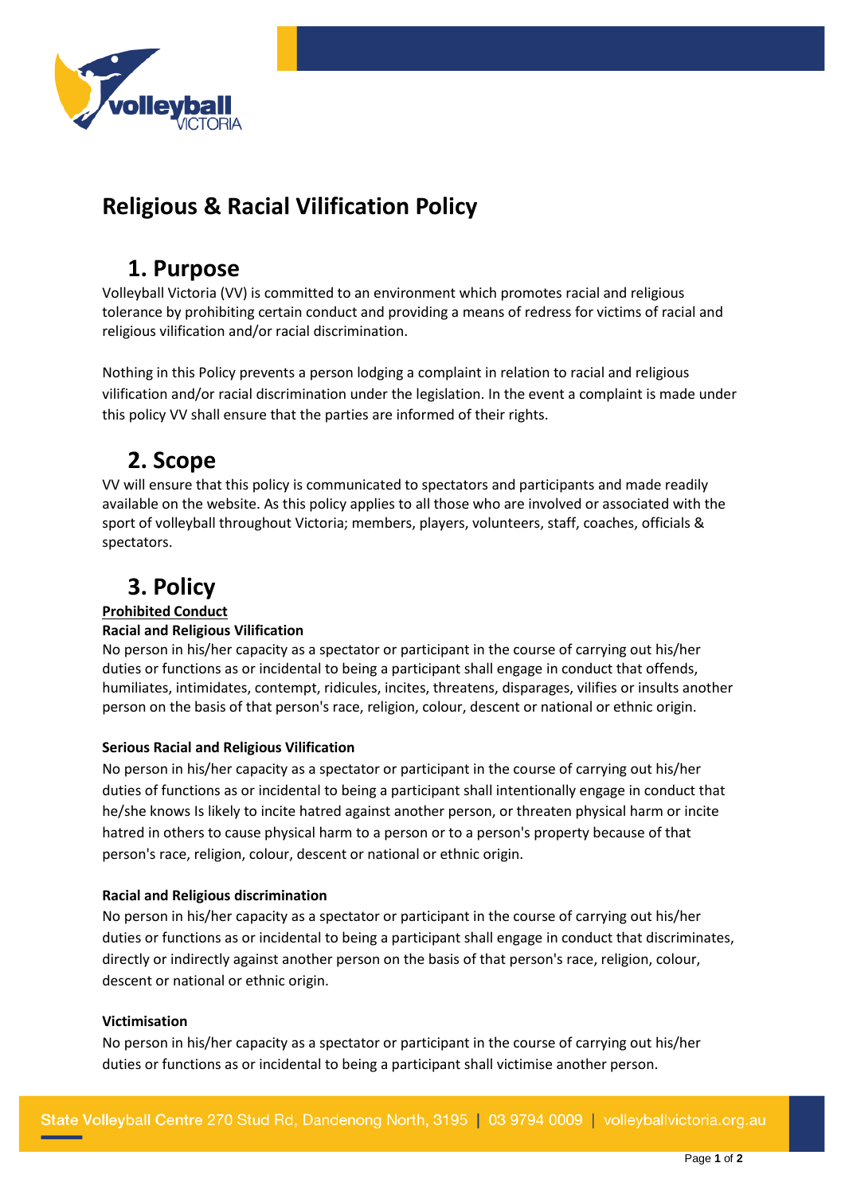# Religious & Racial Vilification Policy

## 1. Purpose

Volleyball Victoria (VV) is committed to an environment which promotes racial and religious tolerance by prohibiting certain conduct and providing a means of redress for victims of racial and religious vilification and/or racial discrimination.

Nothing in this Policy prevents a person lodging a complaint in relation to racial and religious vilification and/or racial discrimination under the legislation. In the event a complaint is made under this policy VV shall ensure that the parties are informed of their rights.

## 2. Scope

VV will ensure that this policy is communicated to spectators and participants and made readily available on the website. As this policy applies to all those who are involved or associated with the sport of volleyball throughout Victoria; members, players, volunteers, staff, coaches, officials & spectators.

## 3. Policy

**Prohibited Conduct**

**Racial and Religious Vilification**

No person in his/her capacity as a spectator or participant in the course of carrying out his/her duties or functions as or incidental to being a participant shall engage in conduct that offends, humiliates, intimidates, contempt, ridicules, incites, threatens, disparages, vilifies or insults another person on the basis of that person's race, religion, colour, descent or national or ethnic origin.

**Serious Racial and Religious Vilification**

No person in his/her capacity as a spectator or participant in the course of carrying out his/her duties of functions as or incidental to being a participant shall intentionally engage in conduct that he/she knows Is likely to incite hatred against another person, or threaten physical harm or incite hatred in others to cause physical harm to a person or to a person's property because of that person's race, religion, colour, descent or national or ethnic origin.

**Racial and Religious discrimination**

No person in his/her capacity as a spectator or participant in the course of carrying out his/her duties or functions as or incidental to being a participant shall engage in conduct that discriminates, directly or indirectly against another person on the basis of that person's race, religion, colour, descent or national or ethnic origin.

**Victimisation**

No person in his/her capacity as a spectator or participant in the course of carrying out his/her duties or functions as or incidental to being a participant shall victimise another person.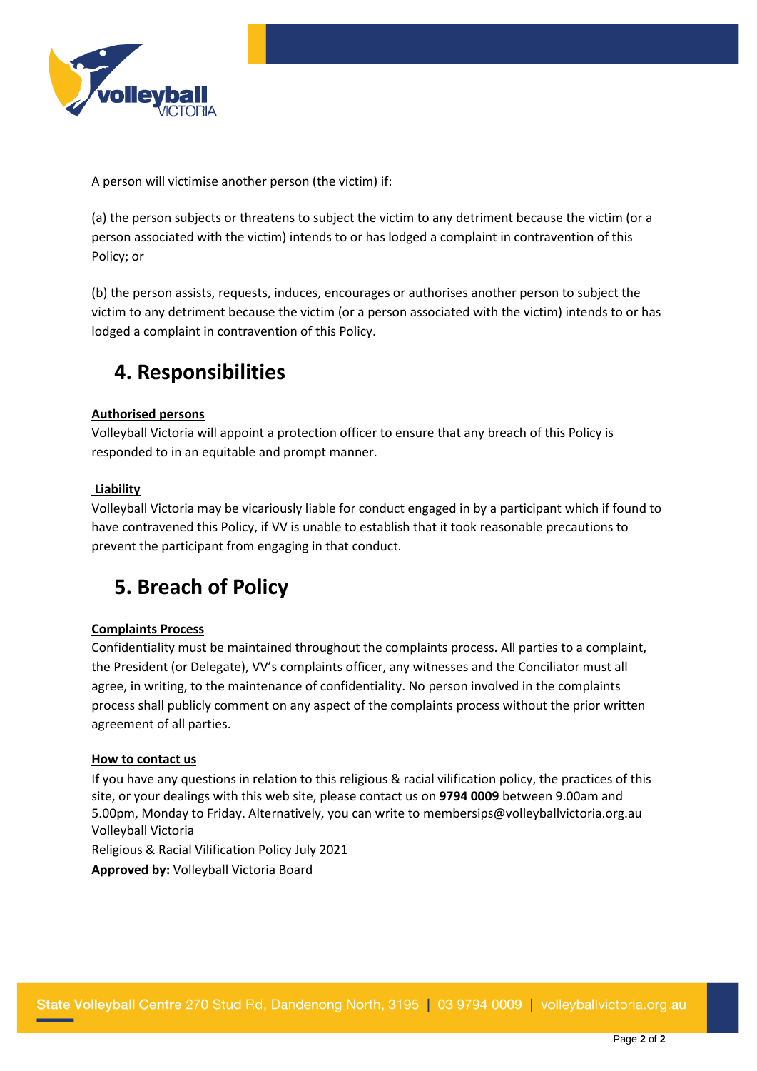A person will victimise another person (the victim) if:

(a) the person subjects or threatens to subject the victim to any detriment because the victim (or a person associated with the victim) intends to or has lodged a complaint in contravention of this Policy; or

(b) the person assists, requests, induces, encourages or authorises another person to subject the victim to any detriment because the victim (or a person associated with the victim) intends to or has lodged a complaint in contravention of this Policy.

## 4. Responsibilities

**Authorised persons**

Volleyball Victoria will appoint a protection officer to ensure that any breach of this Policy is responded to in an equitable and prompt manner.

**Liability**

Volleyball Victoria may be vicariously liable for conduct engaged in by a participant which if found to have contravened this Policy, if VV is unable to establish that it took reasonable precautions to prevent the participant from engaging in that conduct.

## 5. Breach of Policy

**Complaints Process**

Confidentiality must be maintained throughout the complaints process. All parties to a complaint, the President (or Delegate), VV's complaints officer, any witnesses and the Conciliator must all agree, in writing, to the maintenance of confidentiality. No person involved in the complaints process shall publicly comment on any aspect of the complaints process without the prior written agreement of all parties.

**How to contact us**

If you have any questions in relation to this religious & racial vilification policy, the practices of this site, or your dealings with this web site, please contact us on **9794 0009** between 9.00am and 5.00pm, Monday to Friday. Alternatively, you can write to membersips@volleyballvictoria.org.au
Volleyball Victoria
Religious & Racial Vilification Policy July 2021
**Approved by:** Volleyball Victoria Board